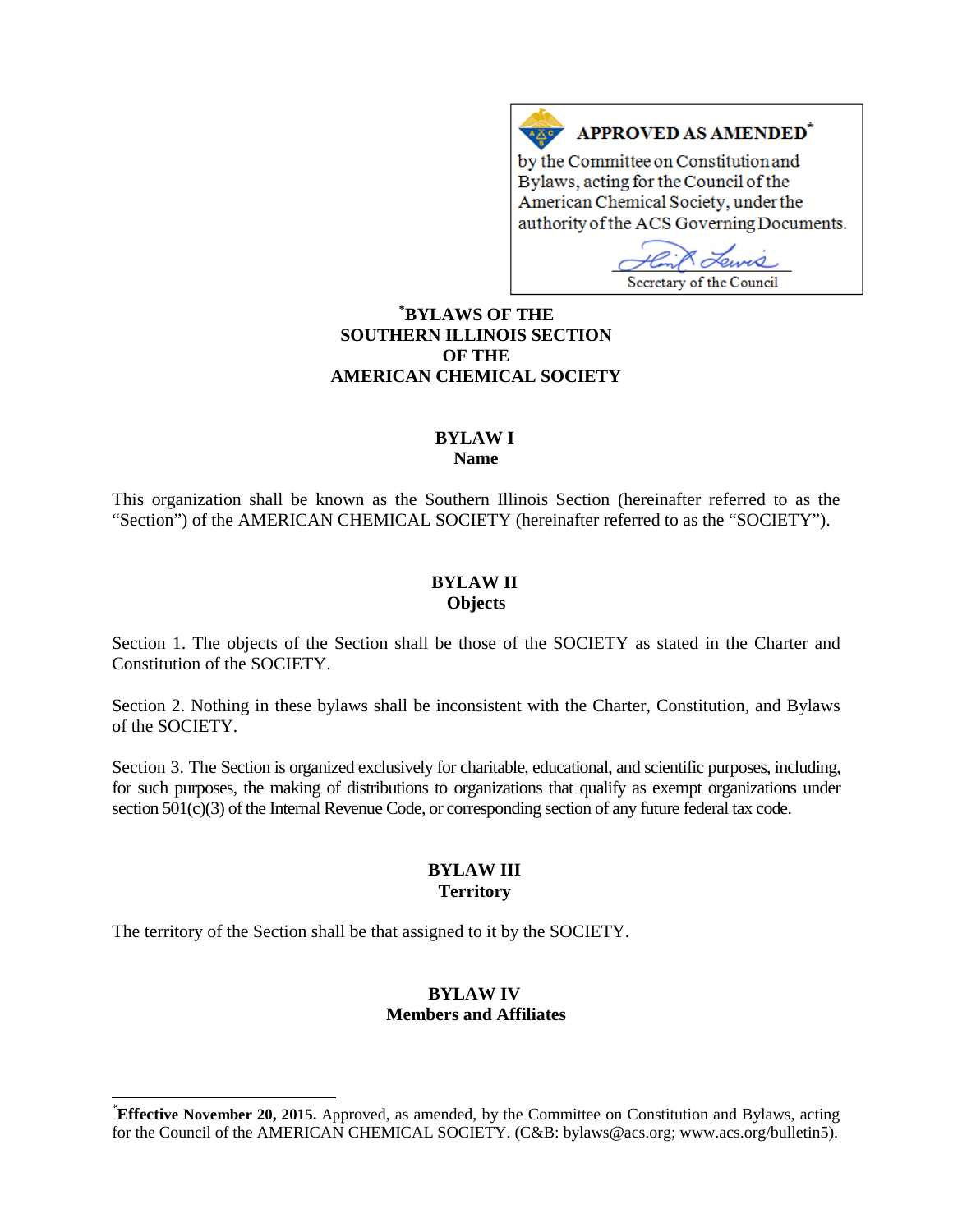**APPROVED AS AMENDED***

by the Committee on Constitution and Bylaws, acting for the Council of the American Chemical Society, under the authority of the ACS Governing Documents.

Secretary of the Council

# *BYLAWS OF THE SOUTHERN ILLINOIS SECTION OF THE AMERICAN CHEMICAL SOCIETY

## BYLAW I
### Name

This organization shall be known as the Southern Illinois Section (hereinafter referred to as the "Section") of the AMERICAN CHEMICAL SOCIETY (hereinafter referred to as the "SOCIETY").

## BYLAW II
### Objects

Section 1. The objects of the Section shall be those of the SOCIETY as stated in the Charter and Constitution of the SOCIETY.

Section 2. Nothing in these bylaws shall be inconsistent with the Charter, Constitution, and Bylaws of the SOCIETY.

Section 3. The Section is organized exclusively for charitable, educational, and scientific purposes, including, for such purposes, the making of distributions to organizations that qualify as exempt organizations under section 501(c)(3) of the Internal Revenue Code, or corresponding section of any future federal tax code.

## BYLAW III
### Territory

The territory of the Section shall be that assigned to it by the SOCIETY.

## BYLAW IV
### Members and Affiliates

---

***Effective November 20, 2015.** Approved, as amended, by the Committee on Constitution and Bylaws, acting for the Council of the AMERICAN CHEMICAL SOCIETY. (C&B: bylaws@acs.org; www.acs.org/bulletin5).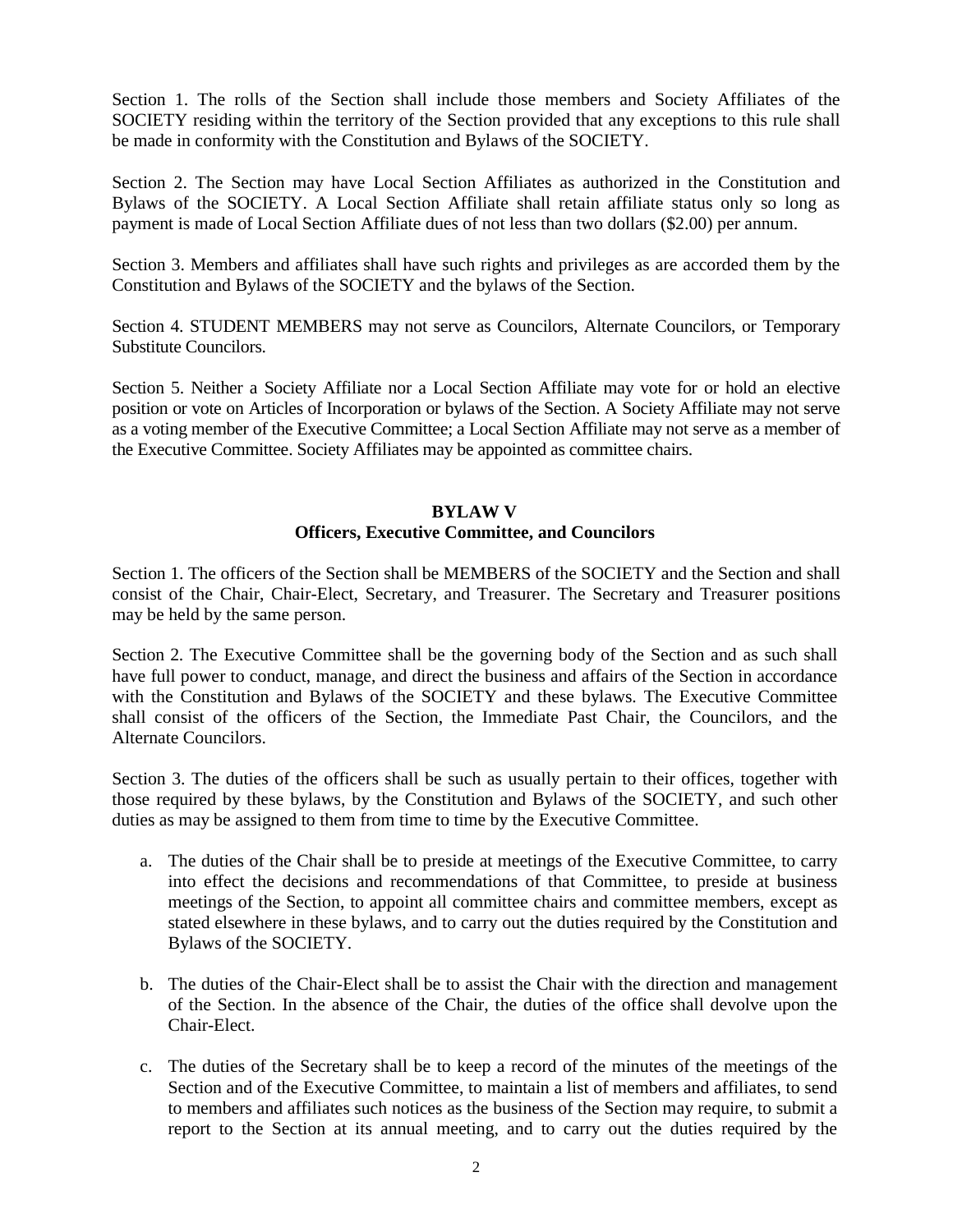Section 1. The rolls of the Section shall include those members and Society Affiliates of the SOCIETY residing within the territory of the Section provided that any exceptions to this rule shall be made in conformity with the Constitution and Bylaws of the SOCIETY.

Section 2. The Section may have Local Section Affiliates as authorized in the Constitution and Bylaws of the SOCIETY. A Local Section Affiliate shall retain affiliate status only so long as payment is made of Local Section Affiliate dues of not less than two dollars ($2.00) per annum.

Section 3. Members and affiliates shall have such rights and privileges as are accorded them by the Constitution and Bylaws of the SOCIETY and the bylaws of the Section.

Section 4. STUDENT MEMBERS may not serve as Councilors, Alternate Councilors, or Temporary Substitute Councilors.

Section 5. Neither a Society Affiliate nor a Local Section Affiliate may vote for or hold an elective position or vote on Articles of Incorporation or bylaws of the Section. A Society Affiliate may not serve as a voting member of the Executive Committee; a Local Section Affiliate may not serve as a member of the Executive Committee. Society Affiliates may be appointed as committee chairs.

**BYLAW V**
**Officers, Executive Committee, and Councilors**

Section 1. The officers of the Section shall be MEMBERS of the SOCIETY and the Section and shall consist of the Chair, Chair-Elect, Secretary, and Treasurer. The Secretary and Treasurer positions may be held by the same person.

Section 2. The Executive Committee shall be the governing body of the Section and as such shall have full power to conduct, manage, and direct the business and affairs of the Section in accordance with the Constitution and Bylaws of the SOCIETY and these bylaws. The Executive Committee shall consist of the officers of the Section, the Immediate Past Chair, the Councilors, and the Alternate Councilors.

Section 3. The duties of the officers shall be such as usually pertain to their offices, together with those required by these bylaws, by the Constitution and Bylaws of the SOCIETY, and such other duties as may be assigned to them from time to time by the Executive Committee.

a. The duties of the Chair shall be to preside at meetings of the Executive Committee, to carry into effect the decisions and recommendations of that Committee, to preside at business meetings of the Section, to appoint all committee chairs and committee members, except as stated elsewhere in these bylaws, and to carry out the duties required by the Constitution and Bylaws of the SOCIETY.

b. The duties of the Chair-Elect shall be to assist the Chair with the direction and management of the Section. In the absence of the Chair, the duties of the office shall devolve upon the Chair-Elect.

c. The duties of the Secretary shall be to keep a record of the minutes of the meetings of the Section and of the Executive Committee, to maintain a list of members and affiliates, to send to members and affiliates such notices as the business of the Section may require, to submit a report to the Section at its annual meeting, and to carry out the duties required by the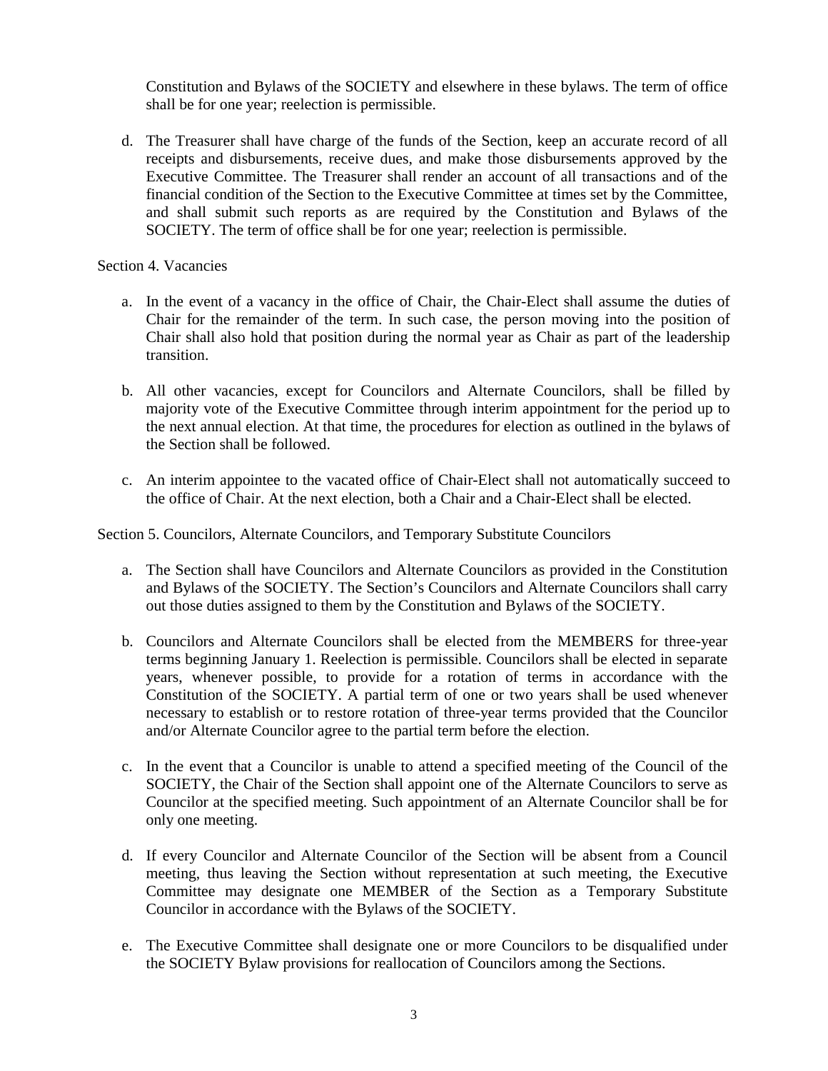Constitution and Bylaws of the SOCIETY and elsewhere in these bylaws. The term of office shall be for one year; reelection is permissible.

d. The Treasurer shall have charge of the funds of the Section, keep an accurate record of all receipts and disbursements, receive dues, and make those disbursements approved by the Executive Committee. The Treasurer shall render an account of all transactions and of the financial condition of the Section to the Executive Committee at times set by the Committee, and shall submit such reports as are required by the Constitution and Bylaws of the SOCIETY. The term of office shall be for one year; reelection is permissible.

Section 4. Vacancies

a. In the event of a vacancy in the office of Chair, the Chair-Elect shall assume the duties of Chair for the remainder of the term. In such case, the person moving into the position of Chair shall also hold that position during the normal year as Chair as part of the leadership transition.

b. All other vacancies, except for Councilors and Alternate Councilors, shall be filled by majority vote of the Executive Committee through interim appointment for the period up to the next annual election. At that time, the procedures for election as outlined in the bylaws of the Section shall be followed.

c. An interim appointee to the vacated office of Chair-Elect shall not automatically succeed to the office of Chair. At the next election, both a Chair and a Chair-Elect shall be elected.

Section 5. Councilors, Alternate Councilors, and Temporary Substitute Councilors

a. The Section shall have Councilors and Alternate Councilors as provided in the Constitution and Bylaws of the SOCIETY. The Section's Councilors and Alternate Councilors shall carry out those duties assigned to them by the Constitution and Bylaws of the SOCIETY.

b. Councilors and Alternate Councilors shall be elected from the MEMBERS for three-year terms beginning January 1. Reelection is permissible. Councilors shall be elected in separate years, whenever possible, to provide for a rotation of terms in accordance with the Constitution of the SOCIETY. A partial term of one or two years shall be used whenever necessary to establish or to restore rotation of three-year terms provided that the Councilor and/or Alternate Councilor agree to the partial term before the election.

c. In the event that a Councilor is unable to attend a specified meeting of the Council of the SOCIETY, the Chair of the Section shall appoint one of the Alternate Councilors to serve as Councilor at the specified meeting. Such appointment of an Alternate Councilor shall be for only one meeting.

d. If every Councilor and Alternate Councilor of the Section will be absent from a Council meeting, thus leaving the Section without representation at such meeting, the Executive Committee may designate one MEMBER of the Section as a Temporary Substitute Councilor in accordance with the Bylaws of the SOCIETY.

e. The Executive Committee shall designate one or more Councilors to be disqualified under the SOCIETY Bylaw provisions for reallocation of Councilors among the Sections.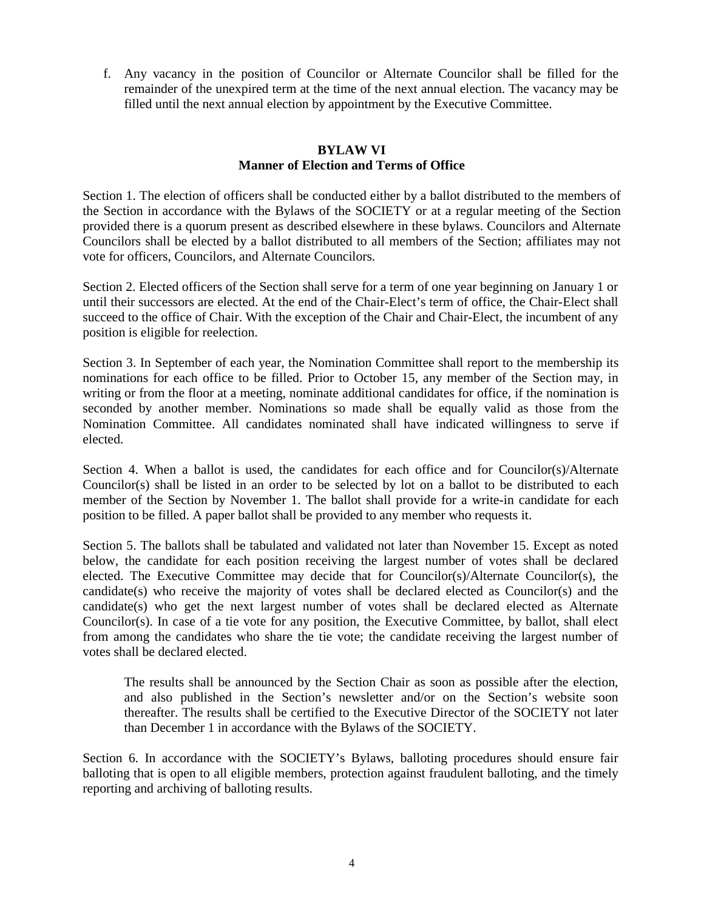f. Any vacancy in the position of Councilor or Alternate Councilor shall be filled for the remainder of the unexpired term at the time of the next annual election. The vacancy may be filled until the next annual election by appointment by the Executive Committee.

## BYLAW VI
## Manner of Election and Terms of Office

Section 1. The election of officers shall be conducted either by a ballot distributed to the members of the Section in accordance with the Bylaws of the SOCIETY or at a regular meeting of the Section provided there is a quorum present as described elsewhere in these bylaws. Councilors and Alternate Councilors shall be elected by a ballot distributed to all members of the Section; affiliates may not vote for officers, Councilors, and Alternate Councilors.

Section 2. Elected officers of the Section shall serve for a term of one year beginning on January 1 or until their successors are elected. At the end of the Chair-Elect's term of office, the Chair-Elect shall succeed to the office of Chair. With the exception of the Chair and Chair-Elect, the incumbent of any position is eligible for reelection.

Section 3. In September of each year, the Nomination Committee shall report to the membership its nominations for each office to be filled. Prior to October 15, any member of the Section may, in writing or from the floor at a meeting, nominate additional candidates for office, if the nomination is seconded by another member. Nominations so made shall be equally valid as those from the Nomination Committee. All candidates nominated shall have indicated willingness to serve if elected.

Section 4. When a ballot is used, the candidates for each office and for Councilor(s)/Alternate Councilor(s) shall be listed in an order to be selected by lot on a ballot to be distributed to each member of the Section by November 1. The ballot shall provide for a write-in candidate for each position to be filled. A paper ballot shall be provided to any member who requests it.

Section 5. The ballots shall be tabulated and validated not later than November 15. Except as noted below, the candidate for each position receiving the largest number of votes shall be declared elected. The Executive Committee may decide that for Councilor(s)/Alternate Councilor(s), the candidate(s) who receive the majority of votes shall be declared elected as Councilor(s) and the candidate(s) who get the next largest number of votes shall be declared elected as Alternate Councilor(s). In case of a tie vote for any position, the Executive Committee, by ballot, shall elect from among the candidates who share the tie vote; the candidate receiving the largest number of votes shall be declared elected.

> The results shall be announced by the Section Chair as soon as possible after the election, and also published in the Section's newsletter and/or on the Section's website soon thereafter. The results shall be certified to the Executive Director of the SOCIETY not later than December 1 in accordance with the Bylaws of the SOCIETY.

Section 6. In accordance with the SOCIETY's Bylaws, balloting procedures should ensure fair balloting that is open to all eligible members, protection against fraudulent balloting, and the timely reporting and archiving of balloting results.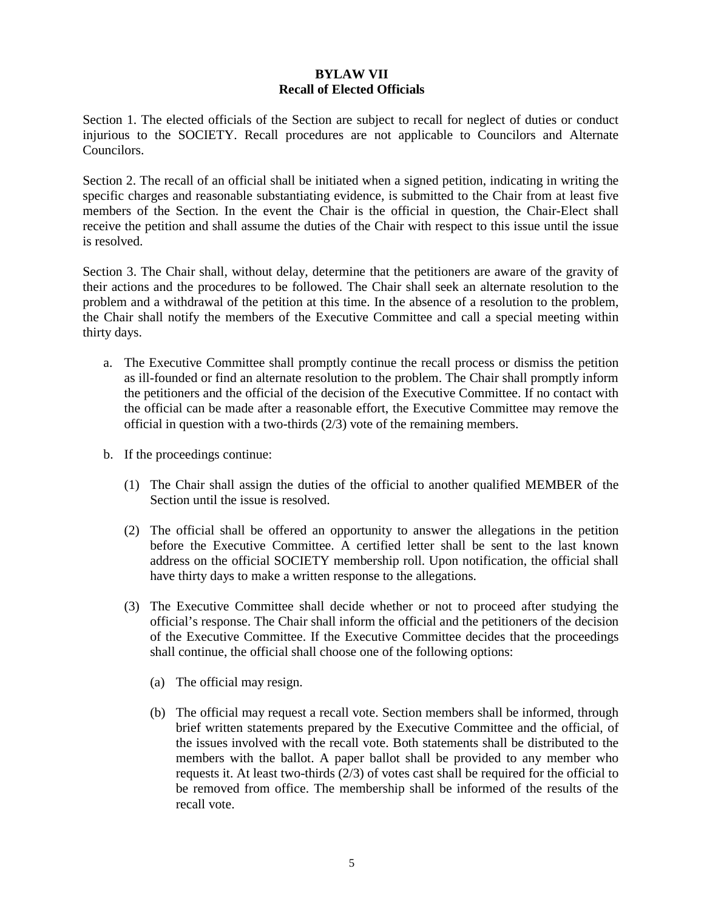# BYLAW VII
## Recall of Elected Officials

Section 1. The elected officials of the Section are subject to recall for neglect of duties or conduct injurious to the SOCIETY. Recall procedures are not applicable to Councilors and Alternate Councilors.

Section 2. The recall of an official shall be initiated when a signed petition, indicating in writing the specific charges and reasonable substantiating evidence, is submitted to the Chair from at least five members of the Section. In the event the Chair is the official in question, the Chair-Elect shall receive the petition and shall assume the duties of the Chair with respect to this issue until the issue is resolved.

Section 3. The Chair shall, without delay, determine that the petitioners are aware of the gravity of their actions and the procedures to be followed. The Chair shall seek an alternate resolution to the problem and a withdrawal of the petition at this time. In the absence of a resolution to the problem, the Chair shall notify the members of the Executive Committee and call a special meeting within thirty days.

a. The Executive Committee shall promptly continue the recall process or dismiss the petition as ill-founded or find an alternate resolution to the problem. The Chair shall promptly inform the petitioners and the official of the decision of the Executive Committee. If no contact with the official can be made after a reasonable effort, the Executive Committee may remove the official in question with a two-thirds (2/3) vote of the remaining members.

b. If the proceedings continue:

   (1) The Chair shall assign the duties of the official to another qualified MEMBER of the Section until the issue is resolved.

   (2) The official shall be offered an opportunity to answer the allegations in the petition before the Executive Committee. A certified letter shall be sent to the last known address on the official SOCIETY membership roll. Upon notification, the official shall have thirty days to make a written response to the allegations.

   (3) The Executive Committee shall decide whether or not to proceed after studying the official's response. The Chair shall inform the official and the petitioners of the decision of the Executive Committee. If the Executive Committee decides that the proceedings shall continue, the official shall choose one of the following options:

      (a) The official may resign.

      (b) The official may request a recall vote. Section members shall be informed, through brief written statements prepared by the Executive Committee and the official, of the issues involved with the recall vote. Both statements shall be distributed to the members with the ballot. A paper ballot shall be provided to any member who requests it. At least two-thirds (2/3) of votes cast shall be required for the official to be removed from office. The membership shall be informed of the results of the recall vote.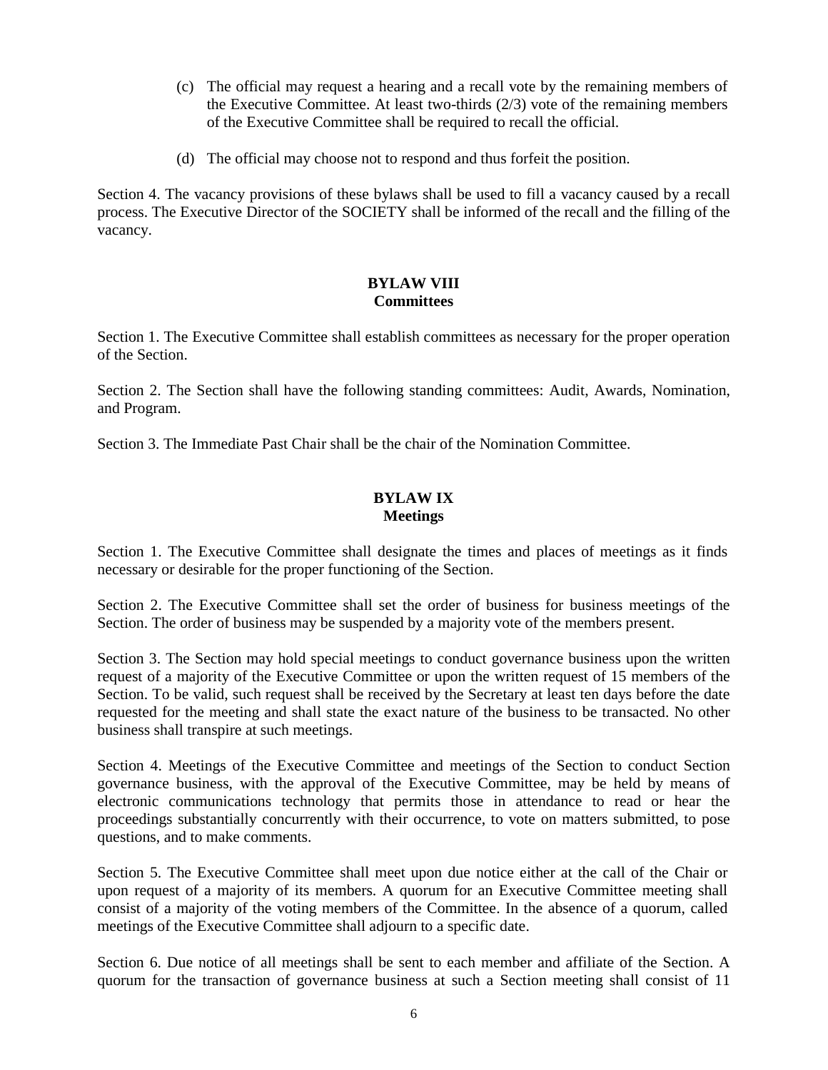(c) The official may request a hearing and a recall vote by the remaining members of the Executive Committee. At least two-thirds (2/3) vote of the remaining members of the Executive Committee shall be required to recall the official.

(d) The official may choose not to respond and thus forfeit the position.

Section 4. The vacancy provisions of these bylaws shall be used to fill a vacancy caused by a recall process. The Executive Director of the SOCIETY shall be informed of the recall and the filling of the vacancy.

## BYLAW VIII
## Committees

Section 1. The Executive Committee shall establish committees as necessary for the proper operation of the Section.

Section 2. The Section shall have the following standing committees: Audit, Awards, Nomination, and Program.

Section 3. The Immediate Past Chair shall be the chair of the Nomination Committee.

## BYLAW IX
## Meetings

Section 1. The Executive Committee shall designate the times and places of meetings as it finds necessary or desirable for the proper functioning of the Section.

Section 2. The Executive Committee shall set the order of business for business meetings of the Section. The order of business may be suspended by a majority vote of the members present.

Section 3. The Section may hold special meetings to conduct governance business upon the written request of a majority of the Executive Committee or upon the written request of 15 members of the Section. To be valid, such request shall be received by the Secretary at least ten days before the date requested for the meeting and shall state the exact nature of the business to be transacted. No other business shall transpire at such meetings.

Section 4. Meetings of the Executive Committee and meetings of the Section to conduct Section governance business, with the approval of the Executive Committee, may be held by means of electronic communications technology that permits those in attendance to read or hear the proceedings substantially concurrently with their occurrence, to vote on matters submitted, to pose questions, and to make comments.

Section 5. The Executive Committee shall meet upon due notice either at the call of the Chair or upon request of a majority of its members. A quorum for an Executive Committee meeting shall consist of a majority of the voting members of the Committee. In the absence of a quorum, called meetings of the Executive Committee shall adjourn to a specific date.

Section 6. Due notice of all meetings shall be sent to each member and affiliate of the Section. A quorum for the transaction of governance business at such a Section meeting shall consist of 11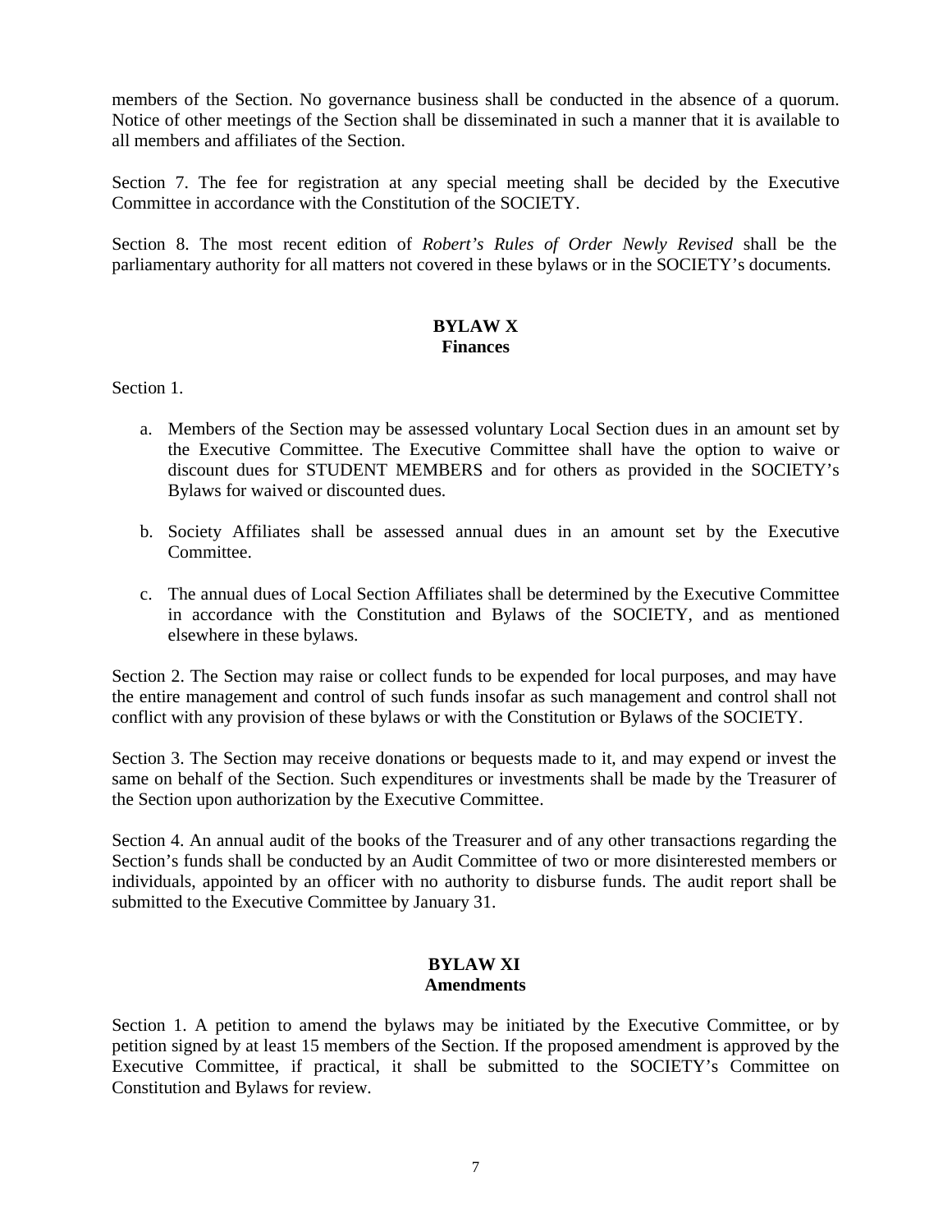members of the Section. No governance business shall be conducted in the absence of a quorum. Notice of other meetings of the Section shall be disseminated in such a manner that it is available to all members and affiliates of the Section.

Section 7. The fee for registration at any special meeting shall be decided by the Executive Committee in accordance with the Constitution of the SOCIETY.

Section 8. The most recent edition of *Robert's Rules of Order Newly Revised* shall be the parliamentary authority for all matters not covered in these bylaws or in the SOCIETY's documents.

## BYLAW X
## Finances

Section 1.

a. Members of the Section may be assessed voluntary Local Section dues in an amount set by the Executive Committee. The Executive Committee shall have the option to waive or discount dues for STUDENT MEMBERS and for others as provided in the SOCIETY's Bylaws for waived or discounted dues.

b. Society Affiliates shall be assessed annual dues in an amount set by the Executive Committee.

c. The annual dues of Local Section Affiliates shall be determined by the Executive Committee in accordance with the Constitution and Bylaws of the SOCIETY, and as mentioned elsewhere in these bylaws.

Section 2. The Section may raise or collect funds to be expended for local purposes, and may have the entire management and control of such funds insofar as such management and control shall not conflict with any provision of these bylaws or with the Constitution or Bylaws of the SOCIETY.

Section 3. The Section may receive donations or bequests made to it, and may expend or invest the same on behalf of the Section. Such expenditures or investments shall be made by the Treasurer of the Section upon authorization by the Executive Committee.

Section 4. An annual audit of the books of the Treasurer and of any other transactions regarding the Section's funds shall be conducted by an Audit Committee of two or more disinterested members or individuals, appointed by an officer with no authority to disburse funds. The audit report shall be submitted to the Executive Committee by January 31.

## BYLAW XI
## Amendments

Section 1. A petition to amend the bylaws may be initiated by the Executive Committee, or by petition signed by at least 15 members of the Section. If the proposed amendment is approved by the Executive Committee, if practical, it shall be submitted to the SOCIETY's Committee on Constitution and Bylaws for review.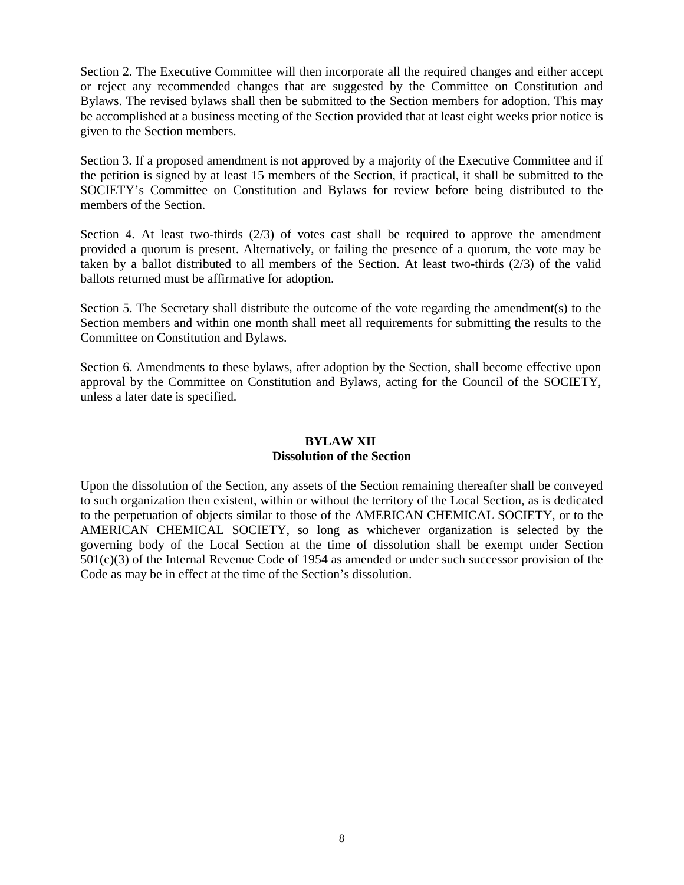Section 2. The Executive Committee will then incorporate all the required changes and either accept or reject any recommended changes that are suggested by the Committee on Constitution and Bylaws. The revised bylaws shall then be submitted to the Section members for adoption. This may be accomplished at a business meeting of the Section provided that at least eight weeks prior notice is given to the Section members.

Section 3. If a proposed amendment is not approved by a majority of the Executive Committee and if the petition is signed by at least 15 members of the Section, if practical, it shall be submitted to the SOCIETY's Committee on Constitution and Bylaws for review before being distributed to the members of the Section.

Section 4. At least two-thirds (2/3) of votes cast shall be required to approve the amendment provided a quorum is present. Alternatively, or failing the presence of a quorum, the vote may be taken by a ballot distributed to all members of the Section. At least two-thirds (2/3) of the valid ballots returned must be affirmative for adoption.

Section 5. The Secretary shall distribute the outcome of the vote regarding the amendment(s) to the Section members and within one month shall meet all requirements for submitting the results to the Committee on Constitution and Bylaws.

Section 6. Amendments to these bylaws, after adoption by the Section, shall become effective upon approval by the Committee on Constitution and Bylaws, acting for the Council of the SOCIETY, unless a later date is specified.

## BYLAW XII
## Dissolution of the Section

Upon the dissolution of the Section, any assets of the Section remaining thereafter shall be conveyed to such organization then existent, within or without the territory of the Local Section, as is dedicated to the perpetuation of objects similar to those of the AMERICAN CHEMICAL SOCIETY, or to the AMERICAN CHEMICAL SOCIETY, so long as whichever organization is selected by the governing body of the Local Section at the time of dissolution shall be exempt under Section 501(c)(3) of the Internal Revenue Code of 1954 as amended or under such successor provision of the Code as may be in effect at the time of the Section's dissolution.